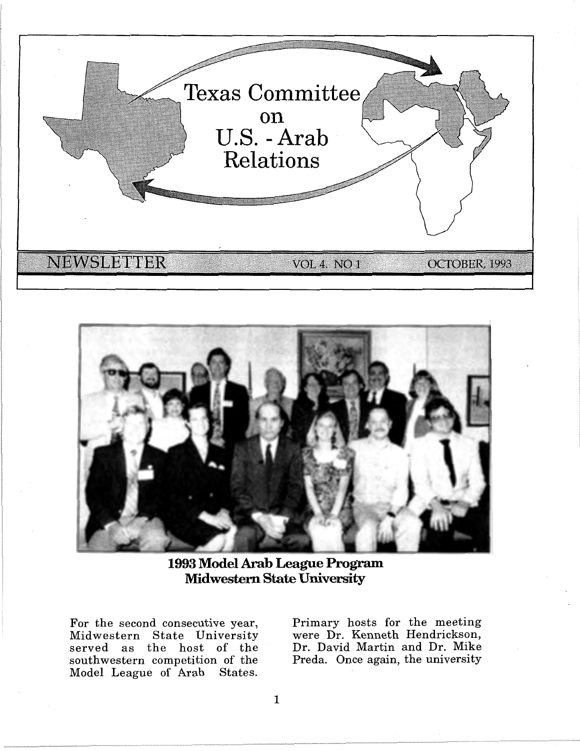# Texas Committee on U.S. - Arab Relations

NEWSLETTER VOL 4. NO 1 OCTOBER, 1993

**1993 Model Arab League Program**
**Midwestern State University**

For the second consecutive year, Midwestern State University served as the host of the southwestern competition of the Model League of Arab States. Primary hosts for the meeting were Dr. Kenneth Hendrickson, Dr. David Martin and Dr. Mike Preda. Once again, the university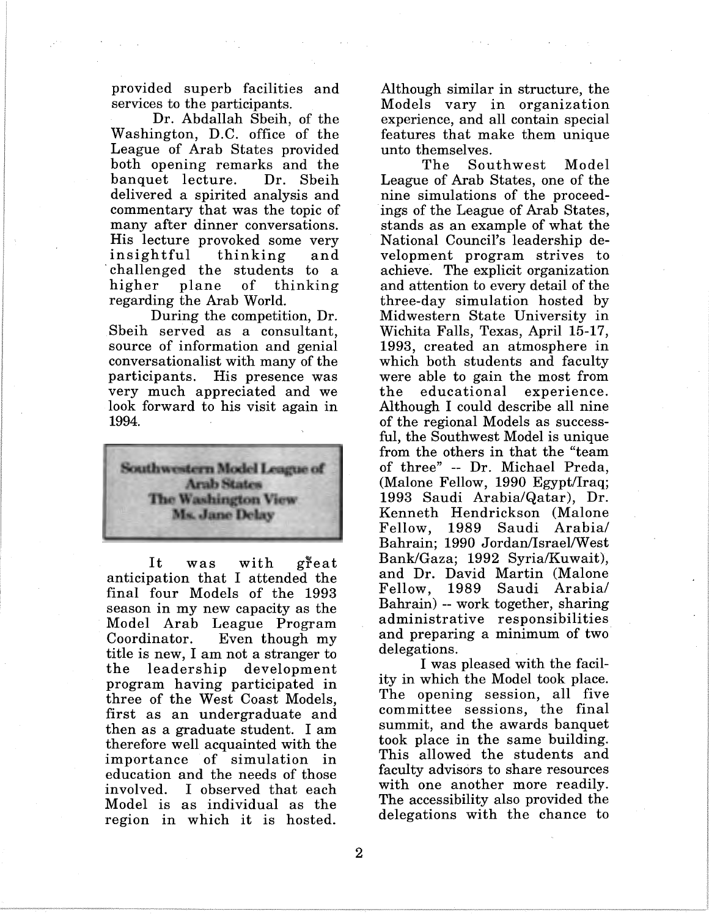provided superb facilities and services to the participants.

Dr. Abdallah Sbeih, of the Washington, D.C. office of the League of Arab States provided both opening remarks and the banquet lecture. Dr. Sbeih delivered a spirited analysis and commentary that was the topic of many after dinner conversations. His lecture provoked some very insightful thinking and challenged the students to a higher plane of thinking regarding the Arab World.

During the competition, Dr. Sbeih served as a consultant, source of information and genial conversationalist with many of the participants. His presence was very much appreciated and we look forward to his visit again in 1994.

## Southwestern Model League of Arab States
## The Washington View
### Ms. Jane Delay

It was with great anticipation that I attended the final four Models of the 1993 season in my new capacity as the Model Arab League Program Coordinator. Even though my title is new, I am not a stranger to the leadership development program having participated in three of the West Coast Models, first as an undergraduate and then as a graduate student. I am therefore well acquainted with the importance of simulation in education and the needs of those involved. I observed that each Model is as individual as the region in which it is hosted. Although similar in structure, the Models vary in organization experience, and all contain special features that make them unique unto themselves.

The Southwest Model League of Arab States, one of the nine simulations of the proceedings of the League of Arab States, stands as an example of what the National Council's leadership development program strives to achieve. The explicit organization and attention to every detail of the three-day simulation hosted by Midwestern State University in Wichita Falls, Texas, April 15-17, 1993, created an atmosphere in which both students and faculty were able to gain the most from the educational experience. Although I could describe all nine of the regional Models as successful, the Southwest Model is unique from the others in that the "team of three" -- Dr. Michael Preda, (Malone Fellow, 1990 Egypt/Iraq; 1993 Saudi Arabia/Qatar), Dr. Kenneth Hendrickson (Malone Fellow, 1989 Saudi Arabia/Bahrain; 1990 Jordan/Israel/West Bank/Gaza; 1992 Syria/Kuwait), and Dr. David Martin (Malone Fellow, 1989 Saudi Arabia/Bahrain) -- work together, sharing administrative responsibilities and preparing a minimum of two delegations.

I was pleased with the facility in which the Model took place. The opening session, all five committee sessions, the final summit, and the awards banquet took place in the same building. This allowed the students and faculty advisors to share resources with one another more readily. The accessibility also provided the delegations with the chance to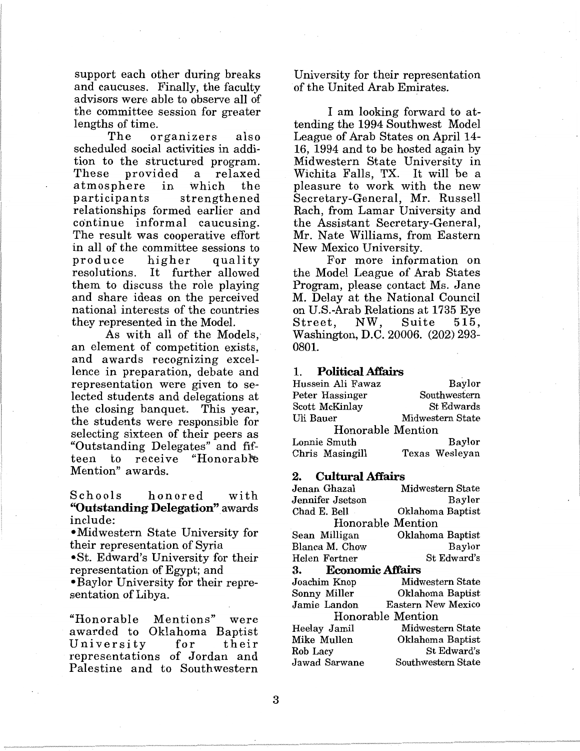support each other during breaks and caucuses. Finally, the faculty advisors were able to observe all of the committee session for greater lengths of time.

The organizers also scheduled social activities in addition to the structured program. These provided a relaxed atmosphere in which the participants strengthened relationships formed earlier and continue informal caucusing. The result was cooperative effort in all of the committee sessions to produce higher quality resolutions. It further allowed them to discuss the role playing and share ideas on the perceived national interests of the countries they represented in the Model.

As with all of the Models, an element of competition exists, and awards recognizing excellence in preparation, debate and representation were given to selected students and delegations at the closing banquet. This year, the students were responsible for selecting sixteen of their peers as "Outstanding Delegates" and fifteen to receive "Honorable Mention" awards.

Schools honored with **"Outstanding Delegation"** awards include:

- Midwestern State University for their representation of Syria
- St. Edward's University for their representation of Egypt; and
- Baylor University for their representation of Libya.

"Honorable Mentions" were awarded to Oklahoma Baptist University for their representations of Jordan and Palestine and to Southwestern University for their representation of the United Arab Emirates.

I am looking forward to attending the 1994 Southwest Model League of Arab States on April 14-16, 1994 and to be hosted again by Midwestern State University in Wichita Falls, TX. It will be a pleasure to work with the new Secretary-General, Mr. Russell Rach, from Lamar University and the Assistant Secretary-General, Mr. Nate Williams, from Eastern New Mexico University.

For more information on the Model League of Arab States Program, please contact Ms. Jane M. Delay at the National Council on U.S.-Arab Relations at 1735 Eye Street, NW, Suite 515, Washington, D.C. 20006. (202) 293-0801.

**1. Political Affairs**

| | |
|---|---|
| Hussein Ali Fawaz | Baylor |
| Peter Hassinger | Southwestern |
| Scott McKinlay | St Edwards |
| Uli Bauer | Midwestern State |
| Honorable Mention | |
| Lonnie Smuth | Baylor |
| Chris Masingill | Texas Wesleyan |

**2. Cultural Affairs**

| | |
|---|---|
| Jenan Ghazal | Midwestern State |
| Jennifer Jsetson | Baylor |
| Chad E. Bell | Oklahoma Baptist |
| Honorable Mention | |
| Sean Milligan | Oklahoma Baptist |
| Blanca M. Chow | Baylor |
| Helen Fortner | St Edward's |

**3. Economic Affairs**

| | |
|---|---|
| Joachim Knop | Midwestern State |
| Sonny Miller | Oklahoma Baptist |
| Jamie Landon | Eastern New Mexico |
| Honorable Mention | |
| Heelay Jamil | Midwestern State |
| Mike Mullen | Oklahoma Baptist |
| Rob Lacy | St Edward's |
| Jawad Sarwane | Southwestern State |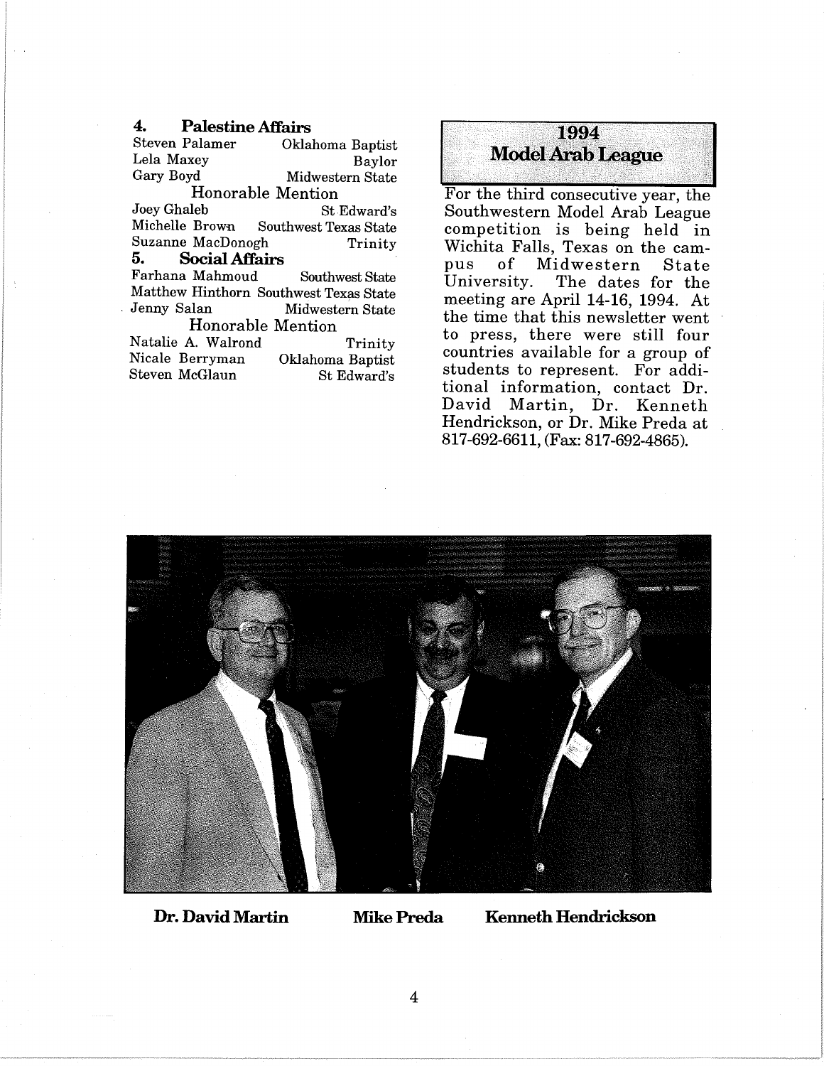### 4. Palestine Affairs

| | |
|---|---|
| Steven Palamer | Oklahoma Baptist |
| Lela Maxey | Baylor |
| Gary Boyd | Midwestern State |

Honorable Mention

| | |
|---|---|
| Joey Ghaleb | St Edward's |
| Michelle Brown | Southwest Texas State |
| Suzanne MacDonogh | Trinity |

### 5. Social Affairs

| | |
|---|---|
| Farhana Mahmoud | Southwest State |
| Matthew Hinthorn | Southwest Texas State |
| Jenny Salan | Midwestern State |

Honorable Mention

| | |
|---|---|
| Natalie A. Walrond | Trinity |
| Nicale Berryman | Oklahoma Baptist |
| Steven McGlaun | St Edward's |

## 1994 Model Arab League

For the third consecutive year, the Southwestern Model Arab League competition is being held in Wichita Falls, Texas on the campus of Midwestern State University. The dates for the meeting are April 14-16, 1994. At the time that this newsletter went to press, there were still four countries available for a group of students to represent. For additional information, contact Dr. David Martin, Dr. Kenneth Hendrickson, or Dr. Mike Preda at 817-692-6611, (Fax: 817-692-4865).

**Dr. David Martin** **Mike Preda** **Kenneth Hendrickson**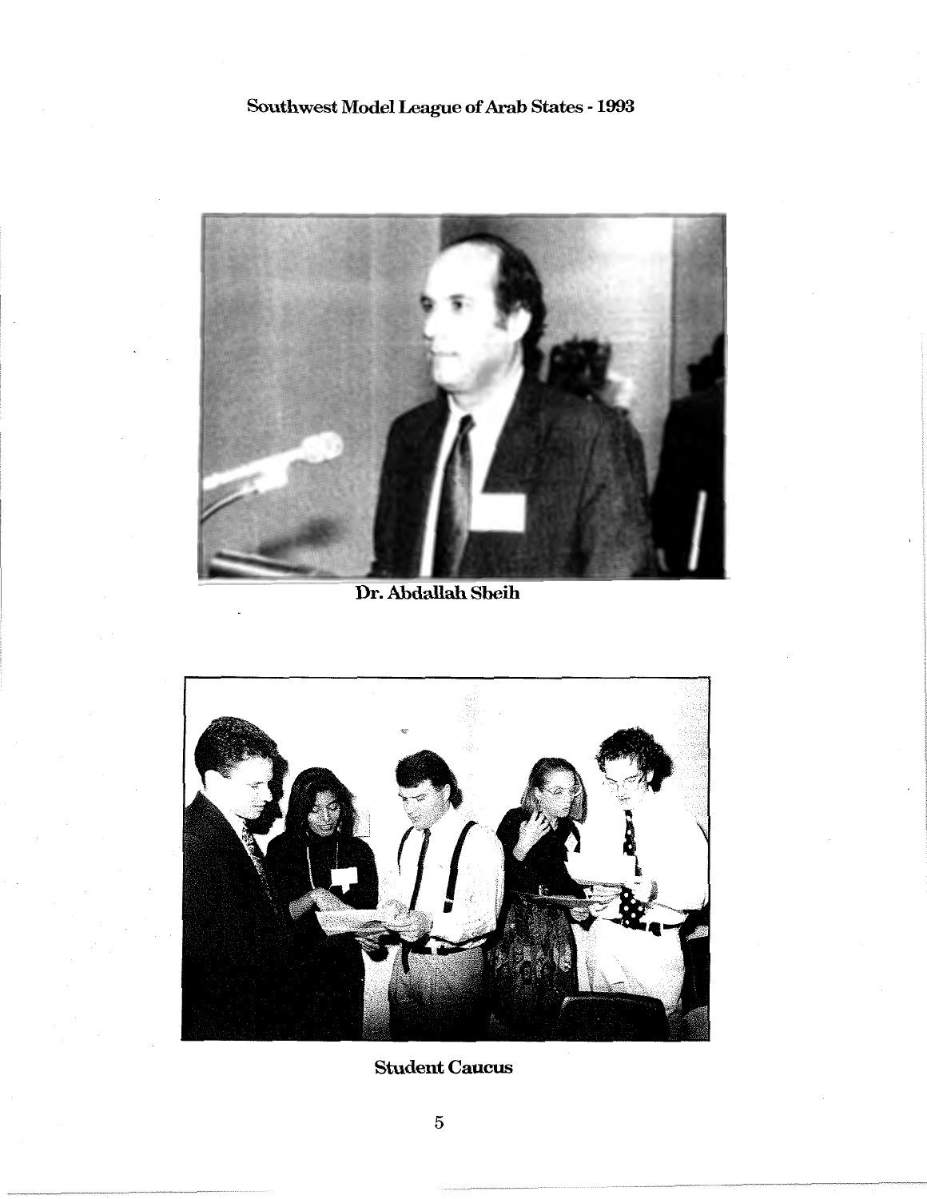## Southwest Model League of Arab States - 1993

Dr. Abdallah Sbeih

Student Caucus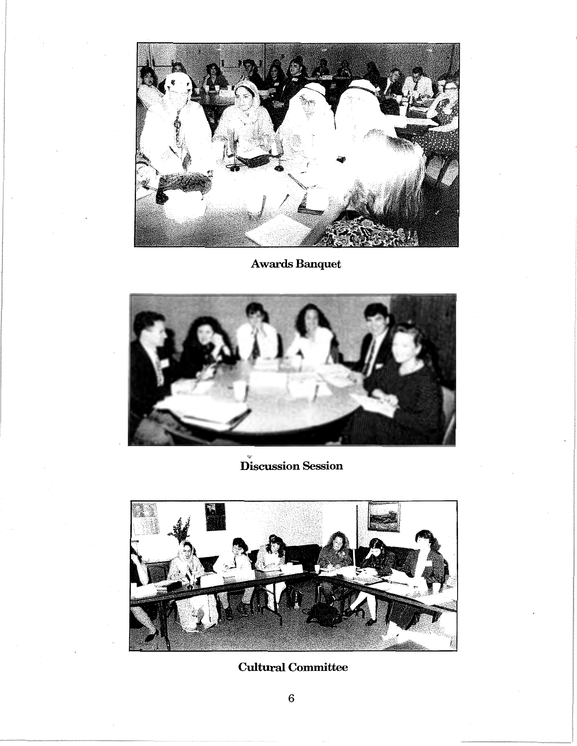Awards Banquet

Discussion Session

Cultural Committee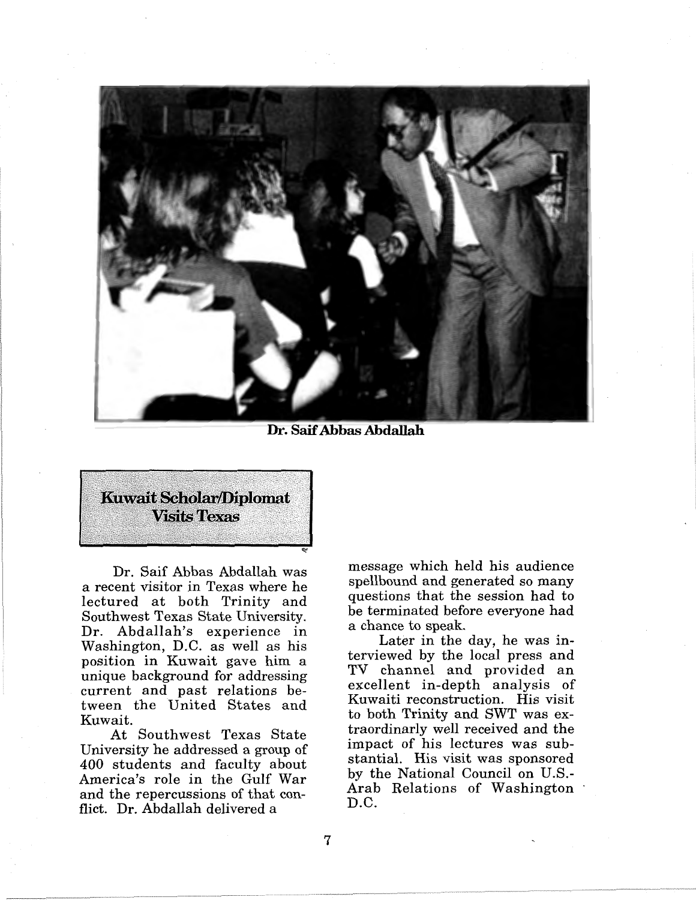Dr. Saif Abbas Abdallah

## Kuwait Scholar/Diplomat Visits Texas

Dr. Saif Abbas Abdallah was a recent visitor in Texas where he lectured at both Trinity and Southwest Texas State University. Dr. Abdallah's experience in Washington, D.C. as well as his position in Kuwait gave him a unique background for addressing current and past relations between the United States and Kuwait.

At Southwest Texas State University he addressed a group of 400 students and faculty about America's role in the Gulf War and the repercussions of that conflict. Dr. Abdallah delivered a message which held his audience spellbound and generated so many questions that the session had to be terminated before everyone had a chance to speak.

Later in the day, he was interviewed by the local press and TV channel and provided an excellent in-depth analysis of Kuwaiti reconstruction. His visit to both Trinity and SWT was extraordinarily well received and the impact of his lectures was substantial. His visit was sponsored by the National Council on U.S.-Arab Relations of Washington D.C.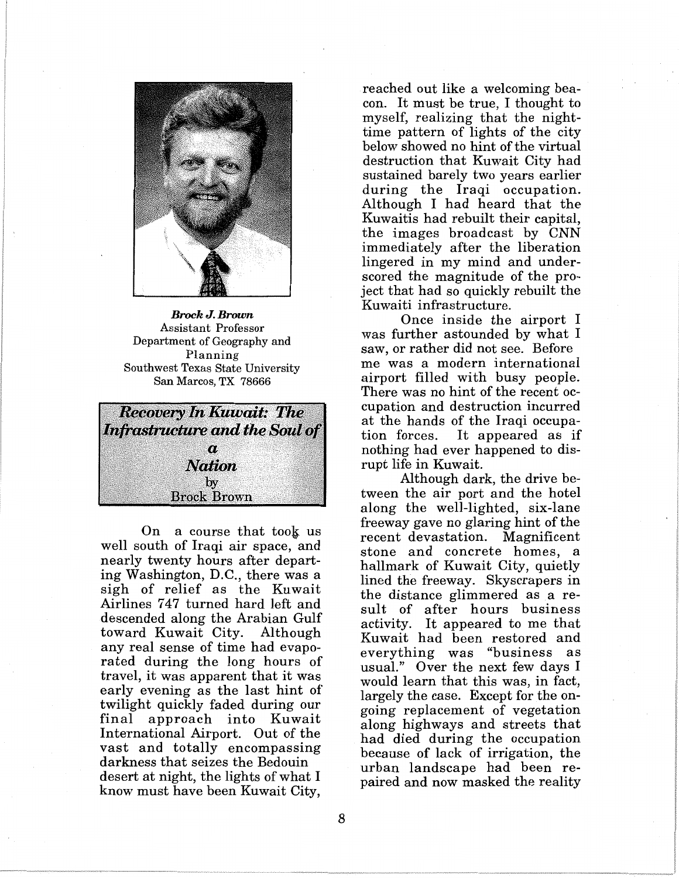**_Brock J. Brown_**
Assistant Professor
Department of Geography and Planning
Southwest Texas State University
San Marcos, TX 78666

## *Recovery In Kuwait: The Infrastructure and the Soul of a Nation*

by
Brock Brown

On a course that took us well south of Iraqi air space, and nearly twenty hours after departing Washington, D.C., there was a sigh of relief as the Kuwait Airlines 747 turned hard left and descended along the Arabian Gulf toward Kuwait City. Although any real sense of time had evaporated during the long hours of travel, it was apparent that it was early evening as the last hint of twilight quickly faded during our final approach into Kuwait International Airport. Out of the vast and totally encompassing darkness that seizes the Bedouin desert at night, the lights of what I know must have been Kuwait City, reached out like a welcoming beacon. It must be true, I thought to myself, realizing that the nighttime pattern of lights of the city below showed no hint of the virtual destruction that Kuwait City had sustained barely two years earlier during the Iraqi occupation. Although I had heard that the Kuwaitis had rebuilt their capital, the images broadcast by CNN immediately after the liberation lingered in my mind and underscored the magnitude of the project that had so quickly rebuilt the Kuwaiti infrastructure.

Once inside the airport I was further astounded by what I saw, or rather did not see. Before me was a modern international airport filled with busy people. There was no hint of the recent occupation and destruction incurred at the hands of the Iraqi occupation forces. It appeared as if nothing had ever happened to disrupt life in Kuwait.

Although dark, the drive between the air port and the hotel along the well-lighted, six-lane freeway gave no glaring hint of the recent devastation. Magnificent stone and concrete homes, a hallmark of Kuwait City, quietly lined the freeway. Skyscrapers in the distance glimmered as a result of after hours business activity. It appeared to me that Kuwait had been restored and everything was "business as usual." Over the next few days I would learn that this was, in fact, largely the case. Except for the ongoing replacement of vegetation along highways and streets that had died during the occupation because of lack of irrigation, the urban landscape had been repaired and now masked the reality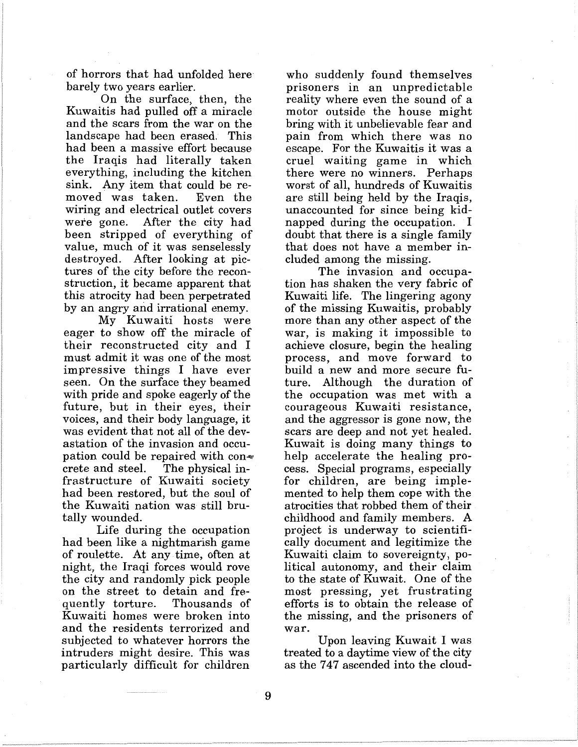of horrors that had unfolded here barely two years earlier.

On the surface, then, the Kuwaitis had pulled off a miracle and the scars from the war on the landscape had been erased. This had been a massive effort because the Iraqis had literally taken everything, including the kitchen sink. Any item that could be removed was taken. Even the wiring and electrical outlet covers were gone. After the city had been stripped of everything of value, much of it was senselessly destroyed. After looking at pictures of the city before the reconstruction, it became apparent that this atrocity had been perpetrated by an angry and irrational enemy.

My Kuwaiti hosts were eager to show off the miracle of their reconstructed city and I must admit it was one of the most impressive things I have ever seen. On the surface they beamed with pride and spoke eagerly of the future, but in their eyes, their voices, and their body language, it was evident that not all of the devastation of the invasion and occupation could be repaired with concrete and steel. The physical infrastructure of Kuwaiti society had been restored, but the soul of the Kuwaiti nation was still brutally wounded.

Life during the occupation had been like a nightmarish game of roulette. At any time, often at night, the Iraqi forces would rove the city and randomly pick people on the street to detain and frequently torture. Thousands of Kuwaiti homes were broken into and the residents terrorized and subjected to whatever horrors the intruders might desire. This was particularly difficult for children who suddenly found themselves prisoners in an unpredictable reality where even the sound of a motor outside the house might bring with it unbelievable fear and pain from which there was no escape. For the Kuwaitis it was a cruel waiting game in which there were no winners. Perhaps worst of all, hundreds of Kuwaitis are still being held by the Iraqis, unaccounted for since being kidnapped during the occupation. I doubt that there is a single family that does not have a member included among the missing.

The invasion and occupation has shaken the very fabric of Kuwaiti life. The lingering agony of the missing Kuwaitis, probably more than any other aspect of the war, is making it impossible to achieve closure, begin the healing process, and move forward to build a new and more secure future. Although the duration of the occupation was met with a courageous Kuwaiti resistance, and the aggressor is gone now, the scars are deep and not yet healed. Kuwait is doing many things to help accelerate the healing process. Special programs, especially for children, are being implemented to help them cope with the atrocities that robbed them of their childhood and family members. A project is underway to scientifically document and legitimize the Kuwaiti claim to sovereignty, political autonomy, and their claim to the state of Kuwait. One of the most pressing, yet frustrating efforts is to obtain the release of the missing, and the prisoners of war.

Upon leaving Kuwait I was treated to a daytime view of the city as the 747 ascended into the cloud-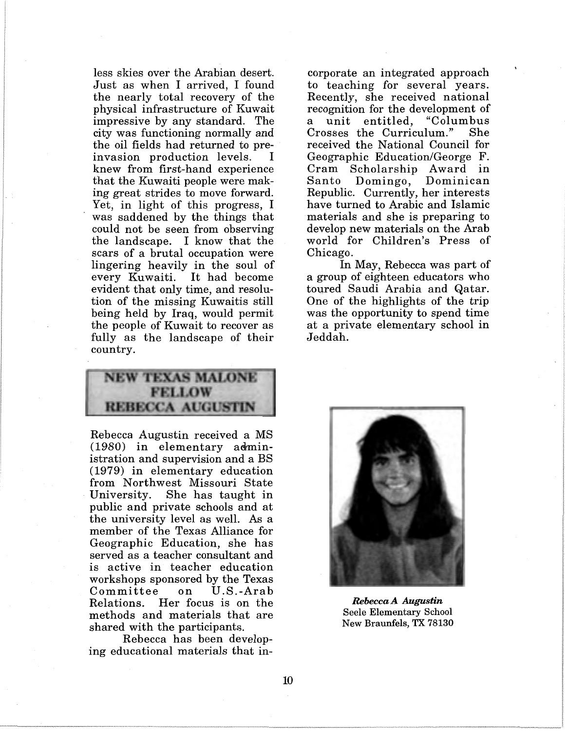less skies over the Arabian desert. Just as when I arrived, I found the nearly total recovery of the physical infrastructure of Kuwait impressive by any standard. The city was functioning normally and the oil fields had returned to pre-invasion production levels. I knew from first-hand experience that the Kuwaiti people were making great strides to move forward. Yet, in light of this progress, I was saddened by the things that could not be seen from observing the landscape. I know that the scars of a brutal occupation were lingering heavily in the soul of every Kuwaiti. It had become evident that only time, and resolution of the missing Kuwaitis still being held by Iraq, would permit the people of Kuwait to recover as fully as the landscape of their country.

## NEW TEXAS MALONE FELLOW REBECCA AUGUSTIN

Rebecca Augustin received a MS (1980) in elementary administration and supervision and a BS (1979) in elementary education from Northwest Missouri State University. She has taught in public and private schools and at the university level as well. As a member of the Texas Alliance for Geographic Education, she has served as a teacher consultant and is active in teacher education workshops sponsored by the Texas Committee on U.S.-Arab Relations. Her focus is on the methods and materials that are shared with the participants.

Rebecca has been developing educational materials that incorporate an integrated approach to teaching for several years. Recently, she received national recognition for the development of a unit entitled, "Columbus Crosses the Curriculum." She received the National Council for Geographic Education/George F. Cram Scholarship Award in Santo Domingo, Dominican Republic. Currently, her interests have turned to Arabic and Islamic materials and she is preparing to develop new materials on the Arab world for Children's Press of Chicago.

In May, Rebecca was part of a group of eighteen educators who toured Saudi Arabia and Qatar. One of the highlights of the trip was the opportunity to spend time at a private elementary school in Jeddah.

***Rebecca A Augustin***
Seele Elementary School
New Braunfels, TX 78130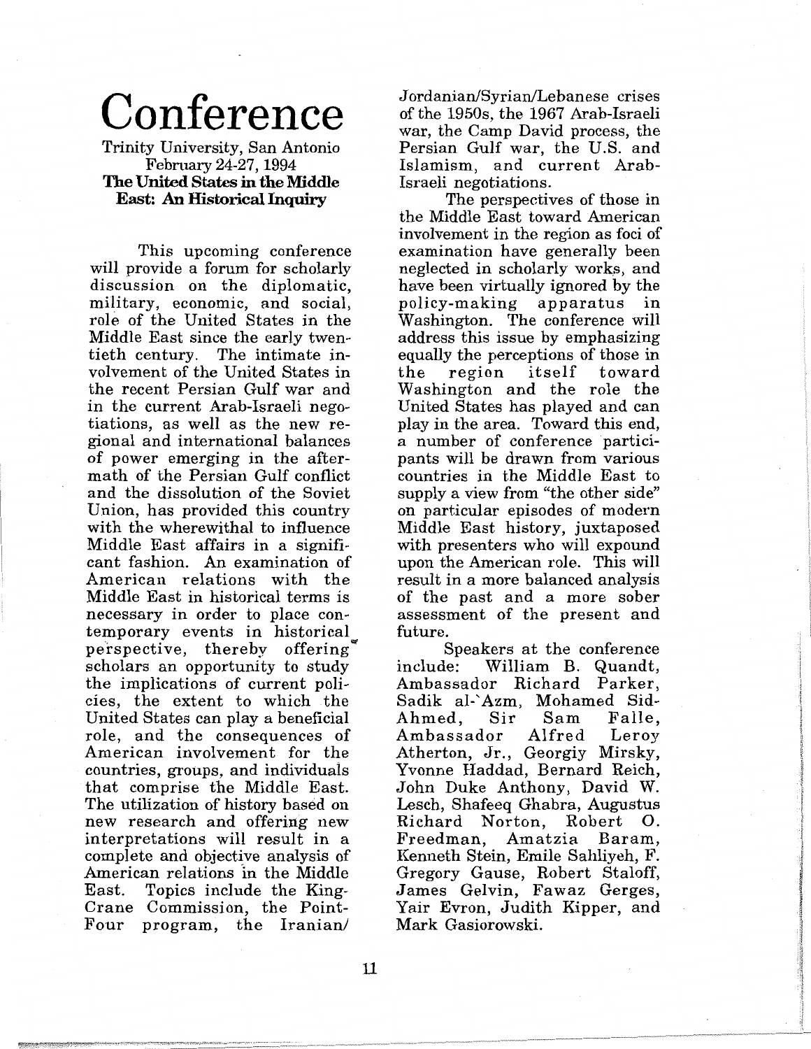# Conference

Trinity University, San Antonio
February 24-27, 1994

**The United States in the Middle East: An Historical Inquiry**

This upcoming conference will provide a forum for scholarly discussion on the diplomatic, military, economic, and social, role of the United States in the Middle East since the early twentieth century. The intimate involvement of the United States in the recent Persian Gulf war and in the current Arab-Israeli negotiations, as well as the new regional and international balances of power emerging in the aftermath of the Persian Gulf conflict and the dissolution of the Soviet Union, has provided this country with the wherewithal to influence Middle East affairs in a significant fashion. An examination of American relations with the Middle East in historical terms is necessary in order to place contemporary events in historical perspective, thereby offering scholars an opportunity to study the implications of current policies, the extent to which the United States can play a beneficial role, and the consequences of American involvement for the countries, groups, and individuals that comprise the Middle East. The utilization of history based on new research and offering new interpretations will result in a complete and objective analysis of American relations in the Middle East. Topics include the King-Crane Commission, the Point-Four program, the Iranian/Jordanian/Syrian/Lebanese crises of the 1950s, the 1967 Arab-Israeli war, the Camp David process, the Persian Gulf war, the U.S. and Islamism, and current Arab-Israeli negotiations.

The perspectives of those in the Middle East toward American involvement in the region as foci of examination have generally been neglected in scholarly works, and have been virtually ignored by the policy-making apparatus in Washington. The conference will address this issue by emphasizing equally the perceptions of those in the region itself toward Washington and the role the United States has played and can play in the area. Toward this end, a number of conference participants will be drawn from various countries in the Middle East to supply a view from "the other side" on particular episodes of modern Middle East history, juxtaposed with presenters who will expound upon the American role. This will result in a more balanced analysis of the past and a more sober assessment of the present and future.

Speakers at the conference include: William B. Quandt, Ambassador Richard Parker, Sadik al-'Azm, Mohamed Sid-Ahmed, Sir Sam Falle, Ambassador Alfred Leroy Atherton, Jr., Georgiy Mirsky, Yvonne Haddad, Bernard Reich, John Duke Anthony, David W. Lesch, Shafeeq Ghabra, Augustus Richard Norton, Robert O. Freedman, Amatzia Baram, Kenneth Stein, Emile Sahliyeh, F. Gregory Gause, Robert Staloff, James Gelvin, Fawaz Gerges, Yair Evron, Judith Kipper, and Mark Gasiorowski.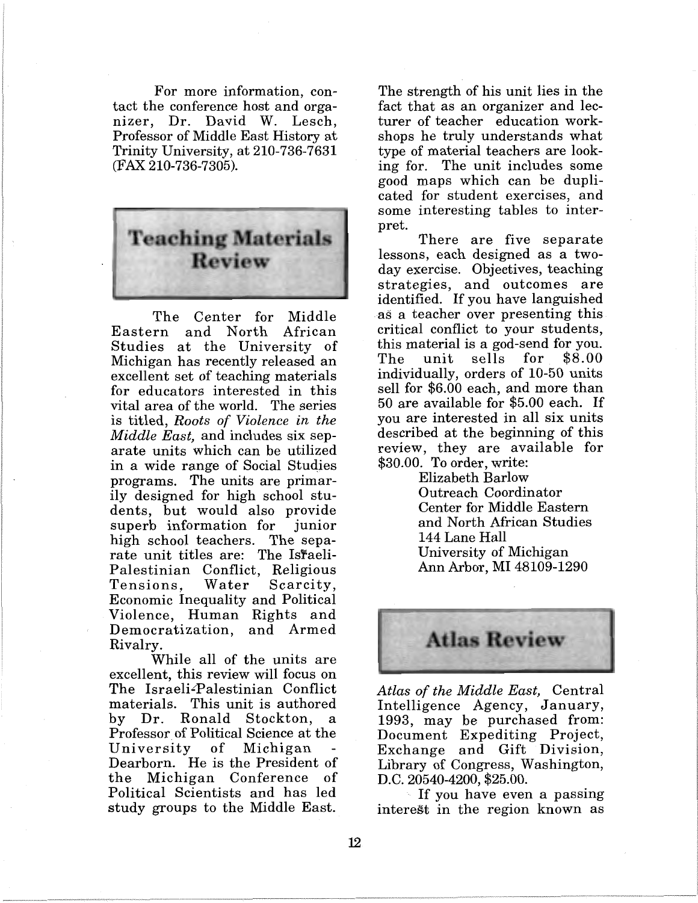For more information, contact the conference host and organizer, Dr. David W. Lesch, Professor of Middle East History at Trinity University, at 210-736-7631 (FAX 210-736-7305).

## Teaching Materials Review

The Center for Middle Eastern and North African Studies at the University of Michigan has recently released an excellent set of teaching materials for educators interested in this vital area of the world. The series is titled, *Roots of Violence in the Middle East,* and includes six separate units which can be utilized in a wide range of Social Studies programs. The units are primarily designed for high school students, but would also provide superb information for junior high school teachers. The separate unit titles are: The Israeli-Palestinian Conflict, Religious Tensions, Water Scarcity, Economic Inequality and Political Violence, Human Rights and Democratization, and Armed Rivalry.

While all of the units are excellent, this review will focus on The Israeli-Palestinian Conflict materials. This unit is authored by Dr. Ronald Stockton, a Professor of Political Science at the University of Michigan - Dearborn. He is the President of the Michigan Conference of Political Scientists and has led study groups to the Middle East. The strength of his unit lies in the fact that as an organizer and lecturer of teacher education workshops he truly understands what type of material teachers are looking for. The unit includes some good maps which can be duplicated for student exercises, and some interesting tables to interpret.

There are five separate lessons, each designed as a two-day exercise. Objectives, teaching strategies, and outcomes are identified. If you have languished as a teacher over presenting this critical conflict to your students, this material is a god-send for you. The unit sells for $8.00 individually, orders of 10-50 units sell for $6.00 each, and more than 50 are available for $5.00 each. If you are interested in all six units described at the beginning of this review, they are available for $30.00. To order, write:

Elizabeth Barlow
Outreach Coordinator
Center for Middle Eastern
and North African Studies
144 Lane Hall
University of Michigan
Ann Arbor, MI 48109-1290

## Atlas Review

*Atlas of the Middle East,* Central Intelligence Agency, January, 1993, may be purchased from: Document Expediting Project, Exchange and Gift Division, Library of Congress, Washington, D.C. 20540-4200, $25.00.

If you have even a passing interest in the region known as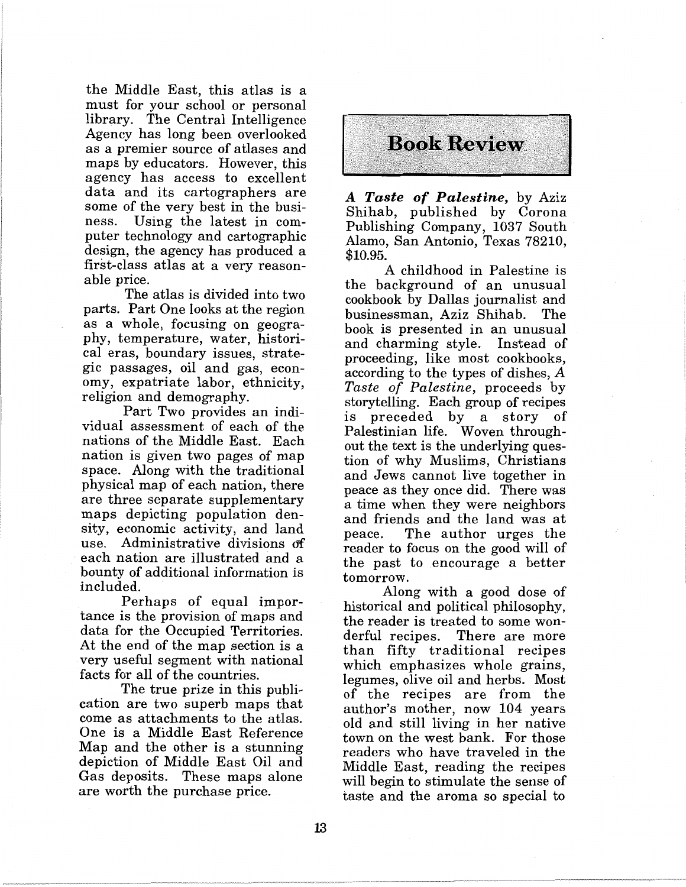the Middle East, this atlas is a must for your school or personal library. The Central Intelligence Agency has long been overlooked as a premier source of atlases and maps by educators. However, this agency has access to excellent data and its cartographers are some of the very best in the business. Using the latest in computer technology and cartographic design, the agency has produced a first-class atlas at a very reasonable price.

The atlas is divided into two parts. Part One looks at the region as a whole, focusing on geography, temperature, water, historical eras, boundary issues, strategic passages, oil and gas, economy, expatriate labor, ethnicity, religion and demography.

Part Two provides an individual assessment of each of the nations of the Middle East. Each nation is given two pages of map space. Along with the traditional physical map of each nation, there are three separate supplementary maps depicting population density, economic activity, and land use. Administrative divisions of each nation are illustrated and a bounty of additional information is included.

Perhaps of equal importance is the provision of maps and data for the Occupied Territories. At the end of the map section is a very useful segment with national facts for all of the countries.

The true prize in this publication are two superb maps that come as attachments to the atlas. One is a Middle East Reference Map and the other is a stunning depiction of Middle East Oil and Gas deposits. These maps alone are worth the purchase price.

## Book Review

***A Taste of Palestine,*** by Aziz Shihab, published by Corona Publishing Company, 1037 South Alamo, San Antonio, Texas 78210, $10.95.

A childhood in Palestine is the background of an unusual cookbook by Dallas journalist and businessman, Aziz Shihab. The book is presented in an unusual and charming style. Instead of proceeding, like most cookbooks, according to the types of dishes, *A Taste of Palestine*, proceeds by storytelling. Each group of recipes is preceded by a story of Palestinian life. Woven throughout the text is the underlying question of why Muslims, Christians and Jews cannot live together in peace as they once did. There was a time when they were neighbors and friends and the land was at peace. The author urges the reader to focus on the good will of the past to encourage a better tomorrow.

Along with a good dose of historical and political philosophy, the reader is treated to some wonderful recipes. There are more than fifty traditional recipes which emphasizes whole grains, legumes, olive oil and herbs. Most of the recipes are from the author's mother, now 104 years old and still living in her native town on the west bank. For those readers who have traveled in the Middle East, reading the recipes will begin to stimulate the sense of taste and the aroma so special to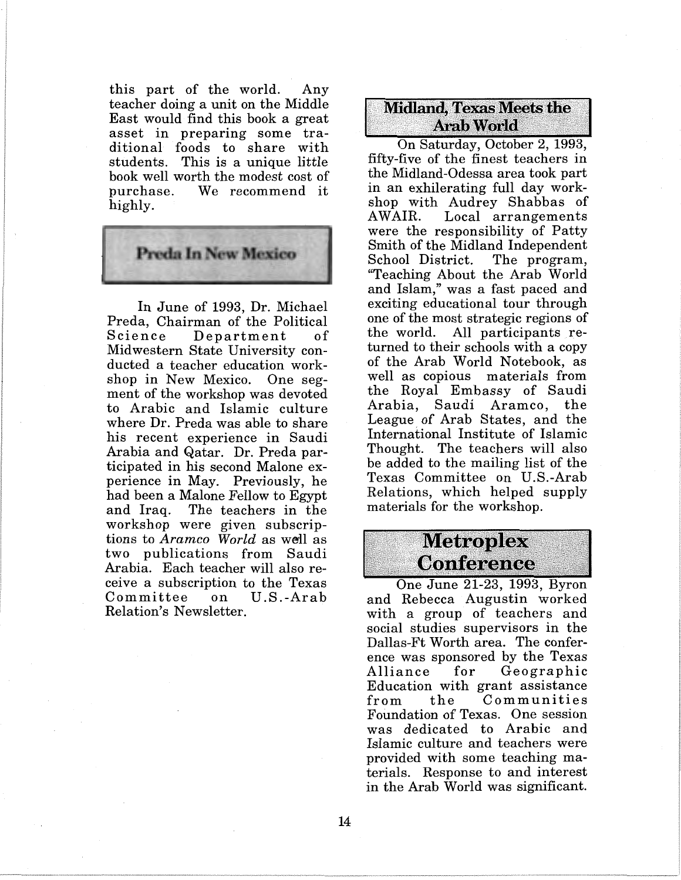this part of the world. Any teacher doing a unit on the Middle East would find this book a great asset in preparing some traditional foods to share with students. This is a unique little book well worth the modest cost of purchase. We recommend it highly.

## Preda In New Mexico

In June of 1993, Dr. Michael Preda, Chairman of the Political Science Department of Midwestern State University conducted a teacher education workshop in New Mexico. One segment of the workshop was devoted to Arabic and Islamic culture where Dr. Preda was able to share his recent experience in Saudi Arabia and Qatar. Dr. Preda participated in his second Malone experience in May. Previously, he had been a Malone Fellow to Egypt and Iraq. The teachers in the workshop were given subscriptions to *Aramco World* as well as two publications from Saudi Arabia. Each teacher will also receive a subscription to the Texas Committee on U.S.-Arab Relation's Newsletter.

## Midland, Texas Meets the Arab World

On Saturday, October 2, 1993, fifty-five of the finest teachers in the Midland-Odessa area took part in an exhilerating full day workshop with Audrey Shabbas of AWAIR. Local arrangements were the responsibility of Patty Smith of the Midland Independent School District. The program, "Teaching About the Arab World and Islam," was a fast paced and exciting educational tour through one of the most strategic regions of the world. All participants returned to their schools with a copy of the Arab World Notebook, as well as copious materials from the Royal Embassy of Saudi Arabia, Saudi Aramco, the League of Arab States, and the International Institute of Islamic Thought. The teachers will also be added to the mailing list of the Texas Committee on U.S.-Arab Relations, which helped supply materials for the workshop.

## Metroplex Conference

One June 21-23, 1993, Byron and Rebecca Augustin worked with a group of teachers and social studies supervisors in the Dallas-Ft Worth area. The conference was sponsored by the Texas Alliance for Geographic Education with grant assistance from the Communities Foundation of Texas. One session was dedicated to Arabic and Islamic culture and teachers were provided with some teaching materials. Response to and interest in the Arab World was significant.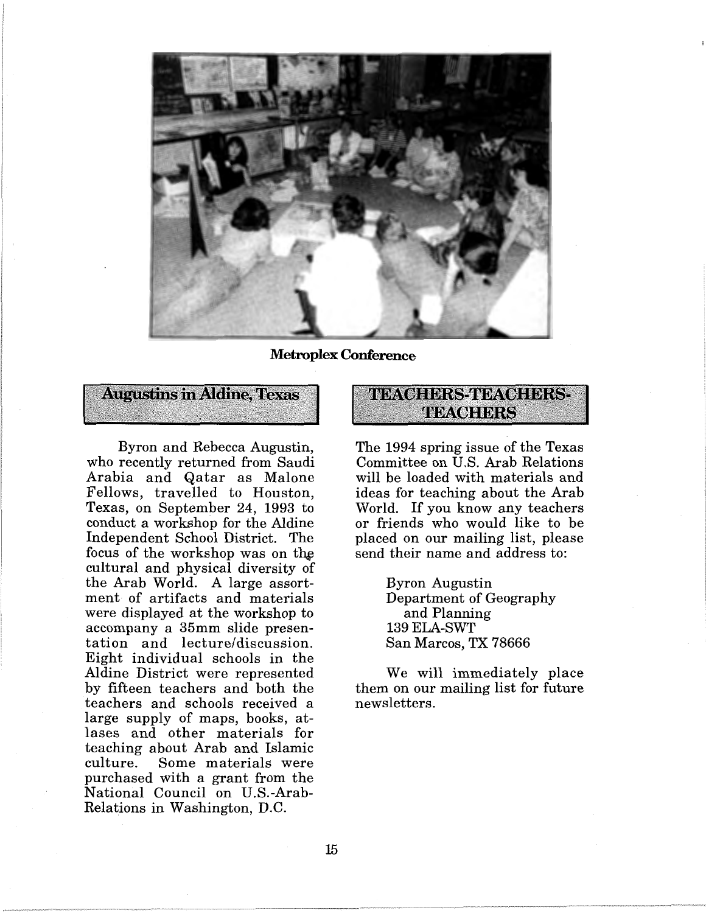Metroplex Conference

## Augustins in Aldine, Texas

Byron and Rebecca Augustin, who recently returned from Saudi Arabia and Qatar as Malone Fellows, travelled to Houston, Texas, on September 24, 1993 to conduct a workshop for the Aldine Independent School District. The focus of the workshop was on the cultural and physical diversity of the Arab World. A large assortment of artifacts and materials were displayed at the workshop to accompany a 35mm slide presentation and lecture/discussion. Eight individual schools in the Aldine District were represented by fifteen teachers and both the teachers and schools received a large supply of maps, books, atlases and other materials for teaching about Arab and Islamic culture. Some materials were purchased with a grant from the National Council on U.S.-Arab-Relations in Washington, D.C.

## TEACHERS-TEACHERS-TEACHERS

The 1994 spring issue of the Texas Committee on U.S. Arab Relations will be loaded with materials and ideas for teaching about the Arab World. If you know any teachers or friends who would like to be placed on our mailing list, please send their name and address to:

Byron Augustin
Department of Geography
and Planning
139 ELA-SWT
San Marcos, TX 78666

We will immediately place them on our mailing list for future newsletters.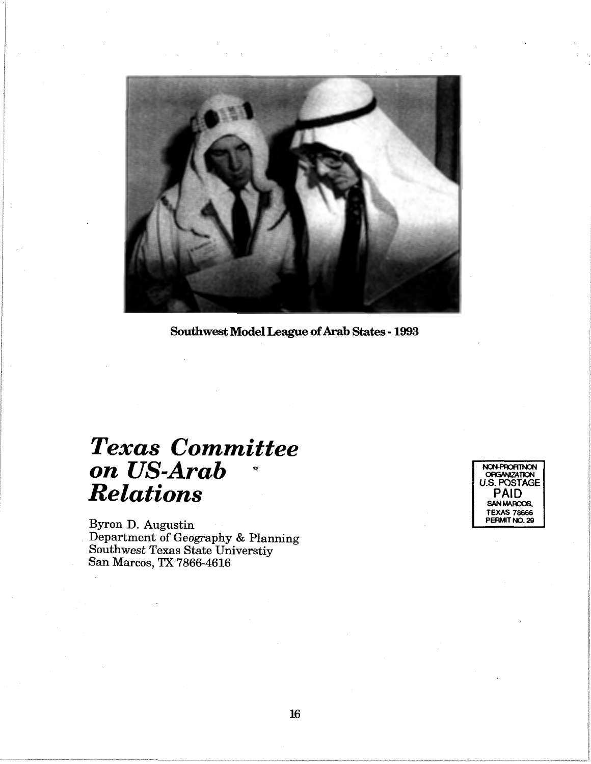Southwest Model League of Arab States - 1993

# *Texas Committee on US-Arab Relations*

Byron D. Augustin
Department of Geography & Planning
Southwest Texas State Universtiy
San Marcos, TX 7866-4616

NON-PROFIT NON ORGANIZATION
U.S. POSTAGE
PAID
SAN MARCOS,
TEXAS 78666
PERMIT NO. 29